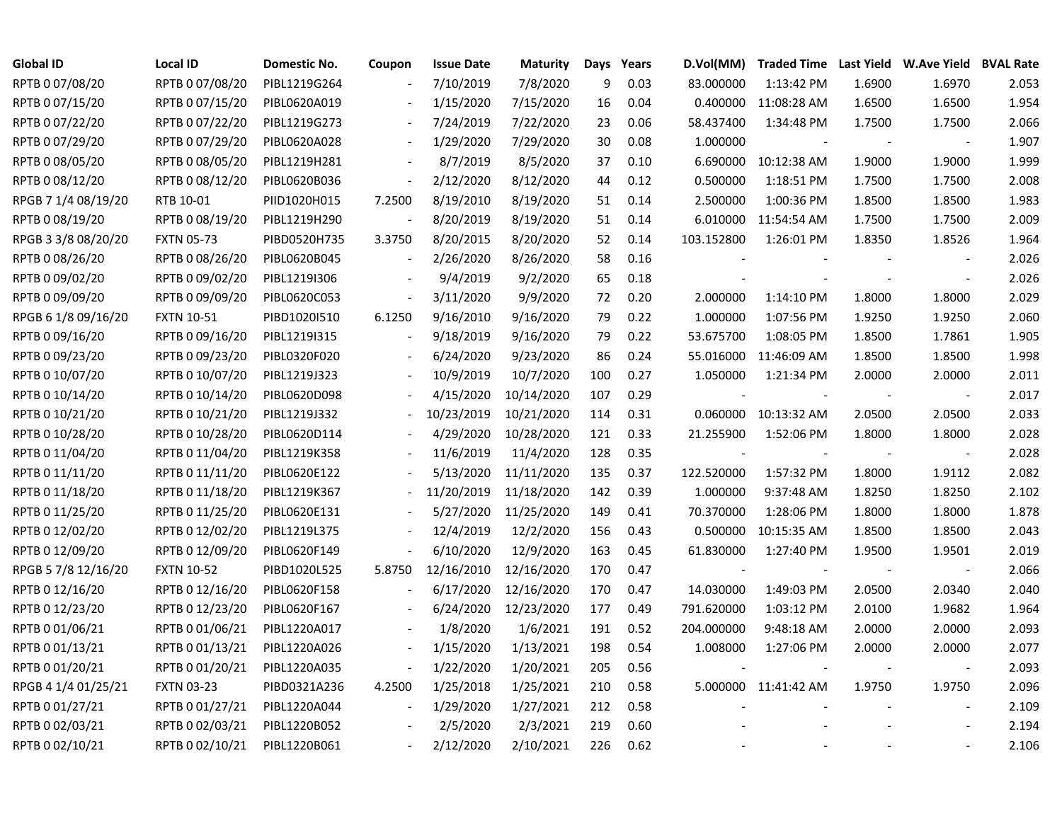| Global ID | Local ID | Domestic No. | Coupon | Issue Date | Maturity | Days | Years | D.Vol(MM) | Traded Time | Last Yield | W.Ave Yield | BVAL Rate |
|---|---|---|---|---|---|---|---|---|---|---|---|---|
| RPTB 0 07/08/20 | RPTB 0 07/08/20 | PIBL1219G264 | - | 7/10/2019 | 7/8/2020 | 9 | 0.03 | 83.000000 | 1:13:42 PM | 1.6900 | 1.6970 | 2.053 |
| RPTB 0 07/15/20 | RPTB 0 07/15/20 | PIBL0620A019 | - | 1/15/2020 | 7/15/2020 | 16 | 0.04 | 0.400000 | 11:08:28 AM | 1.6500 | 1.6500 | 1.954 |
| RPTB 0 07/22/20 | RPTB 0 07/22/20 | PIBL1219G273 | - | 7/24/2019 | 7/22/2020 | 23 | 0.06 | 58.437400 | 1:34:48 PM | 1.7500 | 1.7500 | 2.066 |
| RPTB 0 07/29/20 | RPTB 0 07/29/20 | PIBL0620A028 | - | 1/29/2020 | 7/29/2020 | 30 | 0.08 | 1.000000 | - | - | - | 1.907 |
| RPTB 0 08/05/20 | RPTB 0 08/05/20 | PIBL1219H281 | - | 8/7/2019 | 8/5/2020 | 37 | 0.10 | 6.690000 | 10:12:38 AM | 1.9000 | 1.9000 | 1.999 |
| RPTB 0 08/12/20 | RPTB 0 08/12/20 | PIBL0620B036 | - | 2/12/2020 | 8/12/2020 | 44 | 0.12 | 0.500000 | 1:18:51 PM | 1.7500 | 1.7500 | 2.008 |
| RPGB 7 1/4 08/19/20 | RTB 10-01 | PIID1020H015 | 7.2500 | 8/19/2010 | 8/19/2020 | 51 | 0.14 | 2.500000 | 1:00:36 PM | 1.8500 | 1.8500 | 1.983 |
| RPTB 0 08/19/20 | RPTB 0 08/19/20 | PIBL1219H290 | - | 8/20/2019 | 8/19/2020 | 51 | 0.14 | 6.010000 | 11:54:54 AM | 1.7500 | 1.7500 | 2.009 |
| RPGB 3 3/8 08/20/20 | FXTN 05-73 | PIBD0520H735 | 3.3750 | 8/20/2015 | 8/20/2020 | 52 | 0.14 | 103.152800 | 1:26:01 PM | 1.8350 | 1.8526 | 1.964 |
| RPTB 0 08/26/20 | RPTB 0 08/26/20 | PIBL0620B045 | - | 2/26/2020 | 8/26/2020 | 58 | 0.16 | - | - | - | - | 2.026 |
| RPTB 0 09/02/20 | RPTB 0 09/02/20 | PIBL1219I306 | - | 9/4/2019 | 9/2/2020 | 65 | 0.18 | - | - | - | - | 2.026 |
| RPTB 0 09/09/20 | RPTB 0 09/09/20 | PIBL0620C053 | - | 3/11/2020 | 9/9/2020 | 72 | 0.20 | 2.000000 | 1:14:10 PM | 1.8000 | 1.8000 | 2.029 |
| RPGB 6 1/8 09/16/20 | FXTN 10-51 | PIBD1020I510 | 6.1250 | 9/16/2010 | 9/16/2020 | 79 | 0.22 | 1.000000 | 1:07:56 PM | 1.9250 | 1.9250 | 2.060 |
| RPTB 0 09/16/20 | RPTB 0 09/16/20 | PIBL1219I315 | - | 9/18/2019 | 9/16/2020 | 79 | 0.22 | 53.675700 | 1:08:05 PM | 1.8500 | 1.7861 | 1.905 |
| RPTB 0 09/23/20 | RPTB 0 09/23/20 | PIBL0320F020 | - | 6/24/2020 | 9/23/2020 | 86 | 0.24 | 55.016000 | 11:46:09 AM | 1.8500 | 1.8500 | 1.998 |
| RPTB 0 10/07/20 | RPTB 0 10/07/20 | PIBL1219J323 | - | 10/9/2019 | 10/7/2020 | 100 | 0.27 | 1.050000 | 1:21:34 PM | 2.0000 | 2.0000 | 2.011 |
| RPTB 0 10/14/20 | RPTB 0 10/14/20 | PIBL0620D098 | - | 4/15/2020 | 10/14/2020 | 107 | 0.29 | - | - | - | - | 2.017 |
| RPTB 0 10/21/20 | RPTB 0 10/21/20 | PIBL1219J332 | - | 10/23/2019 | 10/21/2020 | 114 | 0.31 | 0.060000 | 10:13:32 AM | 2.0500 | 2.0500 | 2.033 |
| RPTB 0 10/28/20 | RPTB 0 10/28/20 | PIBL0620D114 | - | 4/29/2020 | 10/28/2020 | 121 | 0.33 | 21.255900 | 1:52:06 PM | 1.8000 | 1.8000 | 2.028 |
| RPTB 0 11/04/20 | RPTB 0 11/04/20 | PIBL1219K358 | - | 11/6/2019 | 11/4/2020 | 128 | 0.35 | - | - | - | - | 2.028 |
| RPTB 0 11/11/20 | RPTB 0 11/11/20 | PIBL0620E122 | - | 5/13/2020 | 11/11/2020 | 135 | 0.37 | 122.520000 | 1:57:32 PM | 1.8000 | 1.9112 | 2.082 |
| RPTB 0 11/18/20 | RPTB 0 11/18/20 | PIBL1219K367 | - | 11/20/2019 | 11/18/2020 | 142 | 0.39 | 1.000000 | 9:37:48 AM | 1.8250 | 1.8250 | 2.102 |
| RPTB 0 11/25/20 | RPTB 0 11/25/20 | PIBL0620E131 | - | 5/27/2020 | 11/25/2020 | 149 | 0.41 | 70.370000 | 1:28:06 PM | 1.8000 | 1.8000 | 1.878 |
| RPTB 0 12/02/20 | RPTB 0 12/02/20 | PIBL1219L375 | - | 12/4/2019 | 12/2/2020 | 156 | 0.43 | 0.500000 | 10:15:35 AM | 1.8500 | 1.8500 | 2.043 |
| RPTB 0 12/09/20 | RPTB 0 12/09/20 | PIBL0620F149 | - | 6/10/2020 | 12/9/2020 | 163 | 0.45 | 61.830000 | 1:27:40 PM | 1.9500 | 1.9501 | 2.019 |
| RPGB 5 7/8 12/16/20 | FXTN 10-52 | PIBD1020L525 | 5.8750 | 12/16/2010 | 12/16/2020 | 170 | 0.47 | - | - | - | - | 2.066 |
| RPTB 0 12/16/20 | RPTB 0 12/16/20 | PIBL0620F158 | - | 6/17/2020 | 12/16/2020 | 170 | 0.47 | 14.030000 | 1:49:03 PM | 2.0500 | 2.0340 | 2.040 |
| RPTB 0 12/23/20 | RPTB 0 12/23/20 | PIBL0620F167 | - | 6/24/2020 | 12/23/2020 | 177 | 0.49 | 791.620000 | 1:03:12 PM | 2.0100 | 1.9682 | 1.964 |
| RPTB 0 01/06/21 | RPTB 0 01/06/21 | PIBL1220A017 | - | 1/8/2020 | 1/6/2021 | 191 | 0.52 | 204.000000 | 9:48:18 AM | 2.0000 | 2.0000 | 2.093 |
| RPTB 0 01/13/21 | RPTB 0 01/13/21 | PIBL1220A026 | - | 1/15/2020 | 1/13/2021 | 198 | 0.54 | 1.008000 | 1:27:06 PM | 2.0000 | 2.0000 | 2.077 |
| RPTB 0 01/20/21 | RPTB 0 01/20/21 | PIBL1220A035 | - | 1/22/2020 | 1/20/2021 | 205 | 0.56 | - | - | - | - | 2.093 |
| RPGB 4 1/4 01/25/21 | FXTN 03-23 | PIBD0321A236 | 4.2500 | 1/25/2018 | 1/25/2021 | 210 | 0.58 | 5.000000 | 11:41:42 AM | 1.9750 | 1.9750 | 2.096 |
| RPTB 0 01/27/21 | RPTB 0 01/27/21 | PIBL1220A044 | - | 1/29/2020 | 1/27/2021 | 212 | 0.58 | - | - | - | - | 2.109 |
| RPTB 0 02/03/21 | RPTB 0 02/03/21 | PIBL1220B052 | - | 2/5/2020 | 2/3/2021 | 219 | 0.60 | - | - | - | - | 2.194 |
| RPTB 0 02/10/21 | RPTB 0 02/10/21 | PIBL1220B061 | - | 2/12/2020 | 2/10/2021 | 226 | 0.62 | - | - | - | - | 2.106 |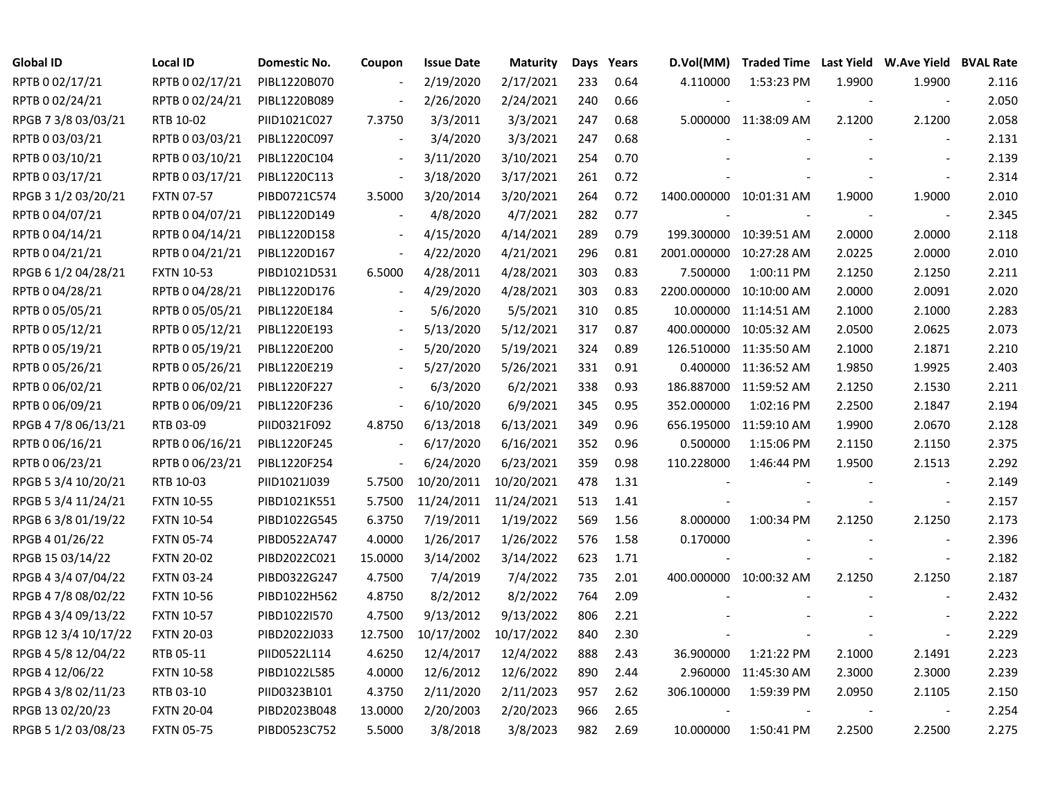| Global ID | Local ID | Domestic No. | Coupon | Issue Date | Maturity | Days | Years | D.Vol(MM) | Traded Time | Last Yield | W.Ave Yield | BVAL Rate |
|---|---|---|---|---|---|---|---|---|---|---|---|---|
| RPTB 0 02/17/21 | RPTB 0 02/17/21 | PIBL1220B070 | - | 2/19/2020 | 2/17/2021 | 233 | 0.64 | 4.110000 | 1:53:23 PM | 1.9900 | 1.9900 | 2.116 |
| RPTB 0 02/24/21 | RPTB 0 02/24/21 | PIBL1220B089 | - | 2/26/2020 | 2/24/2021 | 240 | 0.66 | - | - | - | - | 2.050 |
| RPGB 7 3/8 03/03/21 | RTB 10-02 | PIID1021C027 | 7.3750 | 3/3/2011 | 3/3/2021 | 247 | 0.68 | 5.000000 | 11:38:09 AM | 2.1200 | 2.1200 | 2.058 |
| RPTB 0 03/03/21 | RPTB 0 03/03/21 | PIBL1220C097 | - | 3/4/2020 | 3/3/2021 | 247 | 0.68 | - | - | - | - | 2.131 |
| RPTB 0 03/10/21 | RPTB 0 03/10/21 | PIBL1220C104 | - | 3/11/2020 | 3/10/2021 | 254 | 0.70 | - | - | - | - | 2.139 |
| RPTB 0 03/17/21 | RPTB 0 03/17/21 | PIBL1220C113 | - | 3/18/2020 | 3/17/2021 | 261 | 0.72 | - | - | - | - | 2.314 |
| RPGB 3 1/2 03/20/21 | FXTN 07-57 | PIBD0721C574 | 3.5000 | 3/20/2014 | 3/20/2021 | 264 | 0.72 | 1400.000000 | 10:01:31 AM | 1.9000 | 1.9000 | 2.010 |
| RPTB 0 04/07/21 | RPTB 0 04/07/21 | PIBL1220D149 | - | 4/8/2020 | 4/7/2021 | 282 | 0.77 | - | - | - | - | 2.345 |
| RPTB 0 04/14/21 | RPTB 0 04/14/21 | PIBL1220D158 | - | 4/15/2020 | 4/14/2021 | 289 | 0.79 | 199.300000 | 10:39:51 AM | 2.0000 | 2.0000 | 2.118 |
| RPTB 0 04/21/21 | RPTB 0 04/21/21 | PIBL1220D167 | - | 4/22/2020 | 4/21/2021 | 296 | 0.81 | 2001.000000 | 10:27:28 AM | 2.0225 | 2.0000 | 2.010 |
| RPGB 6 1/2 04/28/21 | FXTN 10-53 | PIBD1021D531 | 6.5000 | 4/28/2011 | 4/28/2021 | 303 | 0.83 | 7.500000 | 1:00:11 PM | 2.1250 | 2.1250 | 2.211 |
| RPTB 0 04/28/21 | RPTB 0 04/28/21 | PIBL1220D176 | - | 4/29/2020 | 4/28/2021 | 303 | 0.83 | 2200.000000 | 10:10:00 AM | 2.0000 | 2.0091 | 2.020 |
| RPTB 0 05/05/21 | RPTB 0 05/05/21 | PIBL1220E184 | - | 5/6/2020 | 5/5/2021 | 310 | 0.85 | 10.000000 | 11:14:51 AM | 2.1000 | 2.1000 | 2.283 |
| RPTB 0 05/12/21 | RPTB 0 05/12/21 | PIBL1220E193 | - | 5/13/2020 | 5/12/2021 | 317 | 0.87 | 400.000000 | 10:05:32 AM | 2.0500 | 2.0625 | 2.073 |
| RPTB 0 05/19/21 | RPTB 0 05/19/21 | PIBL1220E200 | - | 5/20/2020 | 5/19/2021 | 324 | 0.89 | 126.510000 | 11:35:50 AM | 2.1000 | 2.1871 | 2.210 |
| RPTB 0 05/26/21 | RPTB 0 05/26/21 | PIBL1220E219 | - | 5/27/2020 | 5/26/2021 | 331 | 0.91 | 0.400000 | 11:36:52 AM | 1.9850 | 1.9925 | 2.403 |
| RPTB 0 06/02/21 | RPTB 0 06/02/21 | PIBL1220F227 | - | 6/3/2020 | 6/2/2021 | 338 | 0.93 | 186.887000 | 11:59:52 AM | 2.1250 | 2.1530 | 2.211 |
| RPTB 0 06/09/21 | RPTB 0 06/09/21 | PIBL1220F236 | - | 6/10/2020 | 6/9/2021 | 345 | 0.95 | 352.000000 | 1:02:16 PM | 2.2500 | 2.1847 | 2.194 |
| RPGB 4 7/8 06/13/21 | RTB 03-09 | PIID0321F092 | 4.8750 | 6/13/2018 | 6/13/2021 | 349 | 0.96 | 656.195000 | 11:59:10 AM | 1.9900 | 2.0670 | 2.128 |
| RPTB 0 06/16/21 | RPTB 0 06/16/21 | PIBL1220F245 | - | 6/17/2020 | 6/16/2021 | 352 | 0.96 | 0.500000 | 1:15:06 PM | 2.1150 | 2.1150 | 2.375 |
| RPTB 0 06/23/21 | RPTB 0 06/23/21 | PIBL1220F254 | - | 6/24/2020 | 6/23/2021 | 359 | 0.98 | 110.228000 | 1:46:44 PM | 1.9500 | 2.1513 | 2.292 |
| RPGB 5 3/4 10/20/21 | RTB 10-03 | PIID1021J039 | 5.7500 | 10/20/2011 | 10/20/2021 | 478 | 1.31 | - | - | - | - | 2.149 |
| RPGB 5 3/4 11/24/21 | FXTN 10-55 | PIBD1021K551 | 5.7500 | 11/24/2011 | 11/24/2021 | 513 | 1.41 | - | - | - | - | 2.157 |
| RPGB 6 3/8 01/19/22 | FXTN 10-54 | PIBD1022G545 | 6.3750 | 7/19/2011 | 1/19/2022 | 569 | 1.56 | 8.000000 | 1:00:34 PM | 2.1250 | 2.1250 | 2.173 |
| RPGB 4 01/26/22 | FXTN 05-74 | PIBD0522A747 | 4.0000 | 1/26/2017 | 1/26/2022 | 576 | 1.58 | 0.170000 | - | - | - | 2.396 |
| RPGB 15 03/14/22 | FXTN 20-02 | PIBD2022C021 | 15.0000 | 3/14/2002 | 3/14/2022 | 623 | 1.71 | - | - | - | - | 2.182 |
| RPGB 4 3/4 07/04/22 | FXTN 03-24 | PIBD0322G247 | 4.7500 | 7/4/2019 | 7/4/2022 | 735 | 2.01 | 400.000000 | 10:00:32 AM | 2.1250 | 2.1250 | 2.187 |
| RPGB 4 7/8 08/02/22 | FXTN 10-56 | PIBD1022H562 | 4.8750 | 8/2/2012 | 8/2/2022 | 764 | 2.09 | - | - | - | - | 2.432 |
| RPGB 4 3/4 09/13/22 | FXTN 10-57 | PIBD1022I570 | 4.7500 | 9/13/2012 | 9/13/2022 | 806 | 2.21 | - | - | - | - | 2.222 |
| RPGB 12 3/4 10/17/22 | FXTN 20-03 | PIBD2022J033 | 12.7500 | 10/17/2002 | 10/17/2022 | 840 | 2.30 | - | - | - | - | 2.229 |
| RPGB 4 5/8 12/04/22 | RTB 05-11 | PIID0522L114 | 4.6250 | 12/4/2017 | 12/4/2022 | 888 | 2.43 | 36.900000 | 1:21:22 PM | 2.1000 | 2.1491 | 2.223 |
| RPGB 4 12/06/22 | FXTN 10-58 | PIBD1022L585 | 4.0000 | 12/6/2012 | 12/6/2022 | 890 | 2.44 | 2.960000 | 11:45:30 AM | 2.3000 | 2.3000 | 2.239 |
| RPGB 4 3/8 02/11/23 | RTB 03-10 | PIID0323B101 | 4.3750 | 2/11/2020 | 2/11/2023 | 957 | 2.62 | 306.100000 | 1:59:39 PM | 2.0950 | 2.1105 | 2.150 |
| RPGB 13 02/20/23 | FXTN 20-04 | PIBD2023B048 | 13.0000 | 2/20/2003 | 2/20/2023 | 966 | 2.65 | - | - | - | - | 2.254 |
| RPGB 5 1/2 03/08/23 | FXTN 05-75 | PIBD0523C752 | 5.5000 | 3/8/2018 | 3/8/2023 | 982 | 2.69 | 10.000000 | 1:50:41 PM | 2.2500 | 2.2500 | 2.275 |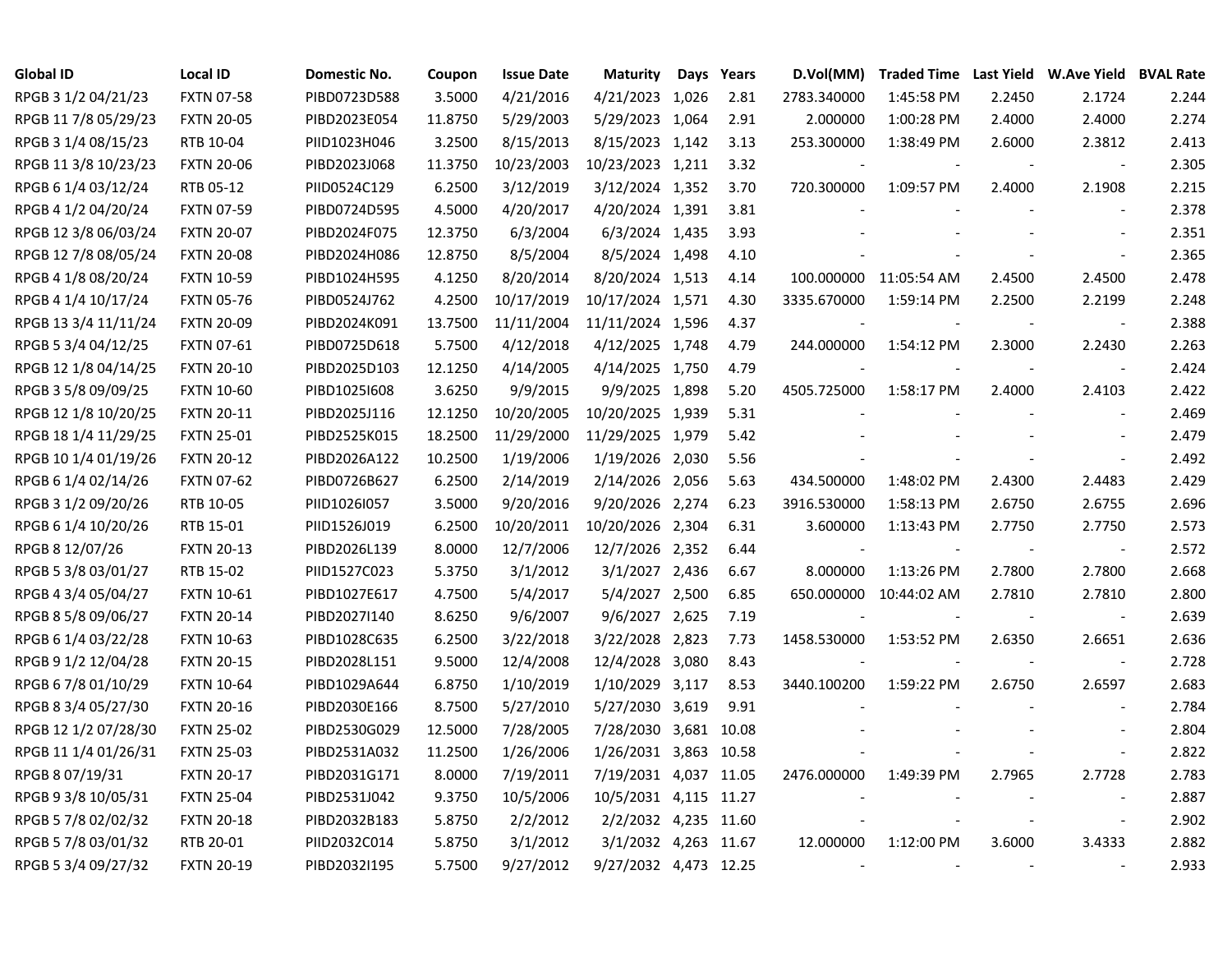| Global ID | Local ID | Domestic No. | Coupon | Issue Date | Maturity | Days | Years | D.Vol(MM) | Traded Time | Last Yield | W.Ave Yield | BVAL Rate |
|---|---|---|---|---|---|---|---|---|---|---|---|---|
| RPGB 3 1/2 04/21/23 | FXTN 07-58 | PIBD0723D588 | 3.5000 | 4/21/2016 | 4/21/2023 | 1,026 | 2.81 | 2783.340000 | 1:45:58 PM | 2.2450 | 2.1724 | 2.244 |
| RPGB 11 7/8 05/29/23 | FXTN 20-05 | PIBD2023E054 | 11.8750 | 5/29/2003 | 5/29/2023 | 1,064 | 2.91 | 2.000000 | 1:00:28 PM | 2.4000 | 2.4000 | 2.274 |
| RPGB 3 1/4 08/15/23 | RTB 10-04 | PIID1023H046 | 3.2500 | 8/15/2013 | 8/15/2023 | 1,142 | 3.13 | 253.300000 | 1:38:49 PM | 2.6000 | 2.3812 | 2.413 |
| RPGB 11 3/8 10/23/23 | FXTN 20-06 | PIBD2023J068 | 11.3750 | 10/23/2003 | 10/23/2023 | 1,211 | 3.32 | - | - | - | - | 2.305 |
| RPGB 6 1/4 03/12/24 | RTB 05-12 | PIID0524C129 | 6.2500 | 3/12/2019 | 3/12/2024 | 1,352 | 3.70 | 720.300000 | 1:09:57 PM | 2.4000 | 2.1908 | 2.215 |
| RPGB 4 1/2 04/20/24 | FXTN 07-59 | PIBD0724D595 | 4.5000 | 4/20/2017 | 4/20/2024 | 1,391 | 3.81 | - | - | - | - | 2.378 |
| RPGB 12 3/8 06/03/24 | FXTN 20-07 | PIBD2024F075 | 12.3750 | 6/3/2004 | 6/3/2024 | 1,435 | 3.93 | - | - | - | - | 2.351 |
| RPGB 12 7/8 08/05/24 | FXTN 20-08 | PIBD2024H086 | 12.8750 | 8/5/2004 | 8/5/2024 | 1,498 | 4.10 | - | - | - | - | 2.365 |
| RPGB 4 1/8 08/20/24 | FXTN 10-59 | PIBD1024H595 | 4.1250 | 8/20/2014 | 8/20/2024 | 1,513 | 4.14 | 100.000000 | 11:05:54 AM | 2.4500 | 2.4500 | 2.478 |
| RPGB 4 1/4 10/17/24 | FXTN 05-76 | PIBD0524J762 | 4.2500 | 10/17/2019 | 10/17/2024 | 1,571 | 4.30 | 3335.670000 | 1:59:14 PM | 2.2500 | 2.2199 | 2.248 |
| RPGB 13 3/4 11/11/24 | FXTN 20-09 | PIBD2024K091 | 13.7500 | 11/11/2004 | 11/11/2024 | 1,596 | 4.37 | - | - | - | - | 2.388 |
| RPGB 5 3/4 04/12/25 | FXTN 07-61 | PIBD0725D618 | 5.7500 | 4/12/2018 | 4/12/2025 | 1,748 | 4.79 | 244.000000 | 1:54:12 PM | 2.3000 | 2.2430 | 2.263 |
| RPGB 12 1/8 04/14/25 | FXTN 20-10 | PIBD2025D103 | 12.1250 | 4/14/2005 | 4/14/2025 | 1,750 | 4.79 | - | - | - | - | 2.424 |
| RPGB 3 5/8 09/09/25 | FXTN 10-60 | PIBD1025I608 | 3.6250 | 9/9/2015 | 9/9/2025 | 1,898 | 5.20 | 4505.725000 | 1:58:17 PM | 2.4000 | 2.4103 | 2.422 |
| RPGB 12 1/8 10/20/25 | FXTN 20-11 | PIBD2025J116 | 12.1250 | 10/20/2005 | 10/20/2025 | 1,939 | 5.31 | - | - | - | - | 2.469 |
| RPGB 18 1/4 11/29/25 | FXTN 25-01 | PIBD2525K015 | 18.2500 | 11/29/2000 | 11/29/2025 | 1,979 | 5.42 | - | - | - | - | 2.479 |
| RPGB 10 1/4 01/19/26 | FXTN 20-12 | PIBD2026A122 | 10.2500 | 1/19/2006 | 1/19/2026 | 2,030 | 5.56 | - | - | - | - | 2.492 |
| RPGB 6 1/4 02/14/26 | FXTN 07-62 | PIBD0726B627 | 6.2500 | 2/14/2019 | 2/14/2026 | 2,056 | 5.63 | 434.500000 | 1:48:02 PM | 2.4300 | 2.4483 | 2.429 |
| RPGB 3 1/2 09/20/26 | RTB 10-05 | PIID1026I057 | 3.5000 | 9/20/2016 | 9/20/2026 | 2,274 | 6.23 | 3916.530000 | 1:58:13 PM | 2.6750 | 2.6755 | 2.696 |
| RPGB 6 1/4 10/20/26 | RTB 15-01 | PIID1526J019 | 6.2500 | 10/20/2011 | 10/20/2026 | 2,304 | 6.31 | 3.600000 | 1:13:43 PM | 2.7750 | 2.7750 | 2.573 |
| RPGB 8 12/07/26 | FXTN 20-13 | PIBD2026L139 | 8.0000 | 12/7/2006 | 12/7/2026 | 2,352 | 6.44 | - | - | - | - | 2.572 |
| RPGB 5 3/8 03/01/27 | RTB 15-02 | PIID1527C023 | 5.3750 | 3/1/2012 | 3/1/2027 | 2,436 | 6.67 | 8.000000 | 1:13:26 PM | 2.7800 | 2.7800 | 2.668 |
| RPGB 4 3/4 05/04/27 | FXTN 10-61 | PIBD1027E617 | 4.7500 | 5/4/2017 | 5/4/2027 | 2,500 | 6.85 | 650.000000 | 10:44:02 AM | 2.7810 | 2.7810 | 2.800 |
| RPGB 8 5/8 09/06/27 | FXTN 20-14 | PIBD2027I140 | 8.6250 | 9/6/2007 | 9/6/2027 | 2,625 | 7.19 | - | - | - | - | 2.639 |
| RPGB 6 1/4 03/22/28 | FXTN 10-63 | PIBD1028C635 | 6.2500 | 3/22/2018 | 3/22/2028 | 2,823 | 7.73 | 1458.530000 | 1:53:52 PM | 2.6350 | 2.6651 | 2.636 |
| RPGB 9 1/2 12/04/28 | FXTN 20-15 | PIBD2028L151 | 9.5000 | 12/4/2008 | 12/4/2028 | 3,080 | 8.43 | - | - | - | - | 2.728 |
| RPGB 6 7/8 01/10/29 | FXTN 10-64 | PIBD1029A644 | 6.8750 | 1/10/2019 | 1/10/2029 | 3,117 | 8.53 | 3440.100200 | 1:59:22 PM | 2.6750 | 2.6597 | 2.683 |
| RPGB 8 3/4 05/27/30 | FXTN 20-16 | PIBD2030E166 | 8.7500 | 5/27/2010 | 5/27/2030 | 3,619 | 9.91 | - | - | - | - | 2.784 |
| RPGB 12 1/2 07/28/30 | FXTN 25-02 | PIBD2530G029 | 12.5000 | 7/28/2005 | 7/28/2030 | 3,681 | 10.08 | - | - | - | - | 2.804 |
| RPGB 11 1/4 01/26/31 | FXTN 25-03 | PIBD2531A032 | 11.2500 | 1/26/2006 | 1/26/2031 | 3,863 | 10.58 | - | - | - | - | 2.822 |
| RPGB 8 07/19/31 | FXTN 20-17 | PIBD2031G171 | 8.0000 | 7/19/2011 | 7/19/2031 | 4,037 | 11.05 | 2476.000000 | 1:49:39 PM | 2.7965 | 2.7728 | 2.783 |
| RPGB 9 3/8 10/05/31 | FXTN 25-04 | PIBD2531J042 | 9.3750 | 10/5/2006 | 10/5/2031 | 4,115 | 11.27 | - | - | - | - | 2.887 |
| RPGB 5 7/8 02/02/32 | FXTN 20-18 | PIBD2032B183 | 5.8750 | 2/2/2012 | 2/2/2032 | 4,235 | 11.60 | - | - | - | - | 2.902 |
| RPGB 5 7/8 03/01/32 | RTB 20-01 | PIID2032C014 | 5.8750 | 3/1/2012 | 3/1/2032 | 4,263 | 11.67 | 12.000000 | 1:12:00 PM | 3.6000 | 3.4333 | 2.882 |
| RPGB 5 3/4 09/27/32 | FXTN 20-19 | PIBD2032I195 | 5.7500 | 9/27/2012 | 9/27/2032 | 4,473 | 12.25 | - | - | - | - | 2.933 |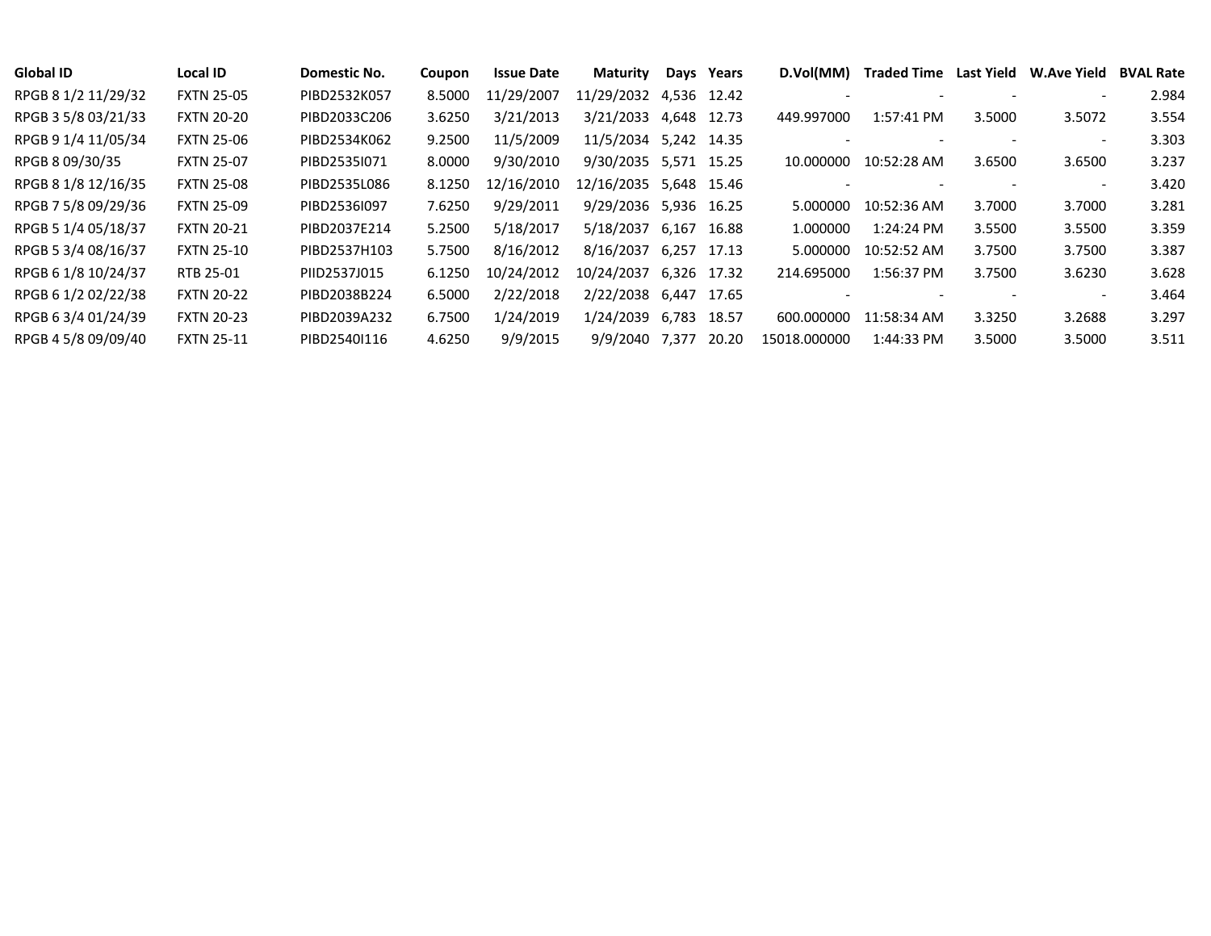| Global ID | Local ID | Domestic No. | Coupon | Issue Date | Maturity | Days | Years | D.Vol(MM) | Traded Time | Last Yield | W.Ave Yield | BVAL Rate |
|---|---|---|---|---|---|---|---|---|---|---|---|---|
| RPGB 8 1/2 11/29/32 | FXTN 25-05 | PIBD2532K057 | 8.5000 | 11/29/2007 | 11/29/2032 | 4,536 | 12.42 | - | - | - | - | 2.984 |
| RPGB 3 5/8 03/21/33 | FXTN 20-20 | PIBD2033C206 | 3.6250 | 3/21/2013 | 3/21/2033 | 4,648 | 12.73 | 449.997000 | 1:57:41 PM | 3.5000 | 3.5072 | 3.554 |
| RPGB 9 1/4 11/05/34 | FXTN 25-06 | PIBD2534K062 | 9.2500 | 11/5/2009 | 11/5/2034 | 5,242 | 14.35 | - | - | - | - | 3.303 |
| RPGB 8 09/30/35 | FXTN 25-07 | PIBD2535I071 | 8.0000 | 9/30/2010 | 9/30/2035 | 5,571 | 15.25 | 10.000000 | 10:52:28 AM | 3.6500 | 3.6500 | 3.237 |
| RPGB 8 1/8 12/16/35 | FXTN 25-08 | PIBD2535L086 | 8.1250 | 12/16/2010 | 12/16/2035 | 5,648 | 15.46 | - | - | - | - | 3.420 |
| RPGB 7 5/8 09/29/36 | FXTN 25-09 | PIBD2536I097 | 7.6250 | 9/29/2011 | 9/29/2036 | 5,936 | 16.25 | 5.000000 | 10:52:36 AM | 3.7000 | 3.7000 | 3.281 |
| RPGB 5 1/4 05/18/37 | FXTN 20-21 | PIBD2037E214 | 5.2500 | 5/18/2017 | 5/18/2037 | 6,167 | 16.88 | 1.000000 | 1:24:24 PM | 3.5500 | 3.5500 | 3.359 |
| RPGB 5 3/4 08/16/37 | FXTN 25-10 | PIBD2537H103 | 5.7500 | 8/16/2012 | 8/16/2037 | 6,257 | 17.13 | 5.000000 | 10:52:52 AM | 3.7500 | 3.7500 | 3.387 |
| RPGB 6 1/8 10/24/37 | RTB 25-01 | PIID2537J015 | 6.1250 | 10/24/2012 | 10/24/2037 | 6,326 | 17.32 | 214.695000 | 1:56:37 PM | 3.7500 | 3.6230 | 3.628 |
| RPGB 6 1/2 02/22/38 | FXTN 20-22 | PIBD2038B224 | 6.5000 | 2/22/2018 | 2/22/2038 | 6,447 | 17.65 | - | - | - | - | 3.464 |
| RPGB 6 3/4 01/24/39 | FXTN 20-23 | PIBD2039A232 | 6.7500 | 1/24/2019 | 1/24/2039 | 6,783 | 18.57 | 600.000000 | 11:58:34 AM | 3.3250 | 3.2688 | 3.297 |
| RPGB 4 5/8 09/09/40 | FXTN 25-11 | PIBD2540I116 | 4.6250 | 9/9/2015 | 9/9/2040 | 7,377 | 20.20 | 15018.000000 | 1:44:33 PM | 3.5000 | 3.5000 | 3.511 |